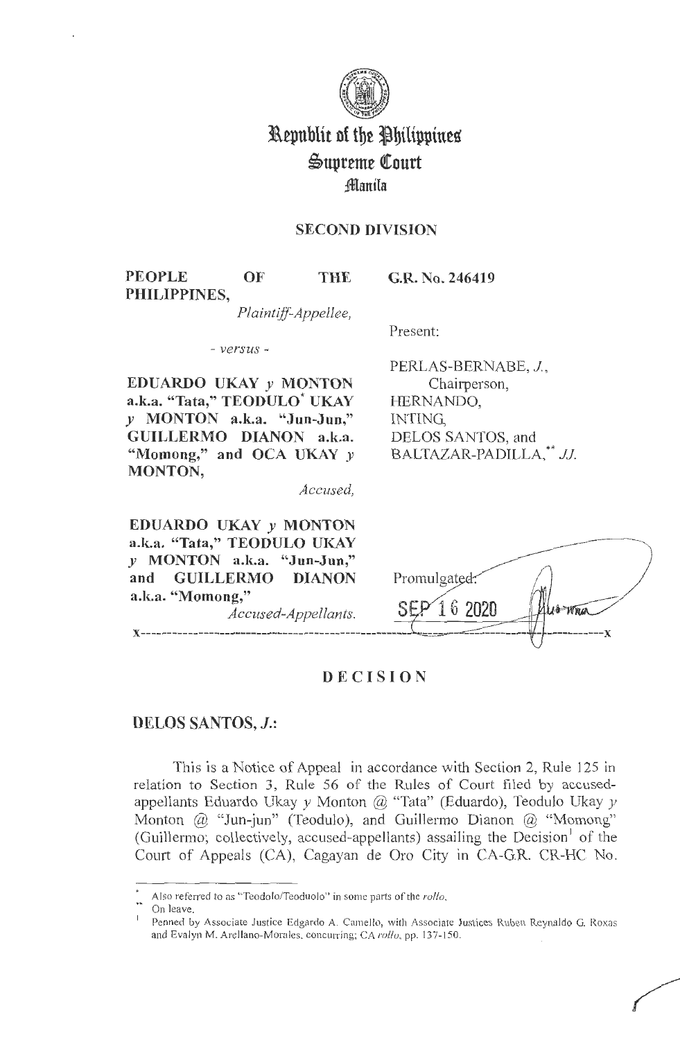# Republic of the Philippines
## Supreme Court
### Manila

**SECOND DIVISION**

| | |
|---|---|
| **PEOPLE OF THE PHILIPPINES,** *Plaintiff-Appellee,* | **G.R. No. 246419** |
| | Present: |
| - *versus* - | |
| **EDUARDO UKAY y MONTON a.k.a. "Tata," TEODULO* UKAY y MONTON a.k.a. "Jun-Jun," GUILLERMO DIANON a.k.a. "Momong," and OCA UKAY y MONTON,** *Accused,* | PERLAS-BERNABE, *J.,* Chairperson, HERNANDO, INTING, DELOS SANTOS, and BALTAZAR-PADILLA,** *JJ.* |
| **EDUARDO UKAY y MONTON a.k.a. "Tata," TEODULO UKAY y MONTON a.k.a. "Jun-Jun," and GUILLERMO DIANON a.k.a. "Momong,"** *Accused-Appellants.* | Promulgated: SEP 16 2020 |

x-----------------------------------------------------------------------------------------x

## DECISION

**DELOS SANTOS, *J.*:**

This is a Notice of Appeal in accordance with Section 2, Rule 125 in relation to Section 3, Rule 56 of the Rules of Court filed by accused-appellants Eduardo Ukay y Monton @ "Tata" (Eduardo), Teodulo Ukay y Monton @ "Jun-jun" (Teodulo), and Guillermo Dianon @ "Momong" (Guillermo; collectively, accused-appellants) assailing the Decision[1] of the Court of Appeals (CA), Cagayan de Oro City in CA-G.R. CR-HC No.

---

\* Also referred to as "Teodolo/Teoduolo" in some parts of the *rollo*.

\** On leave.

[1] Penned by Associate Justice Edgardo A. Camello, with Associate Justices Ruben Reynaldo G. Roxas and Evalyn M. Arellano-Morales, concurring; CA *rollo*, pp. 137-150.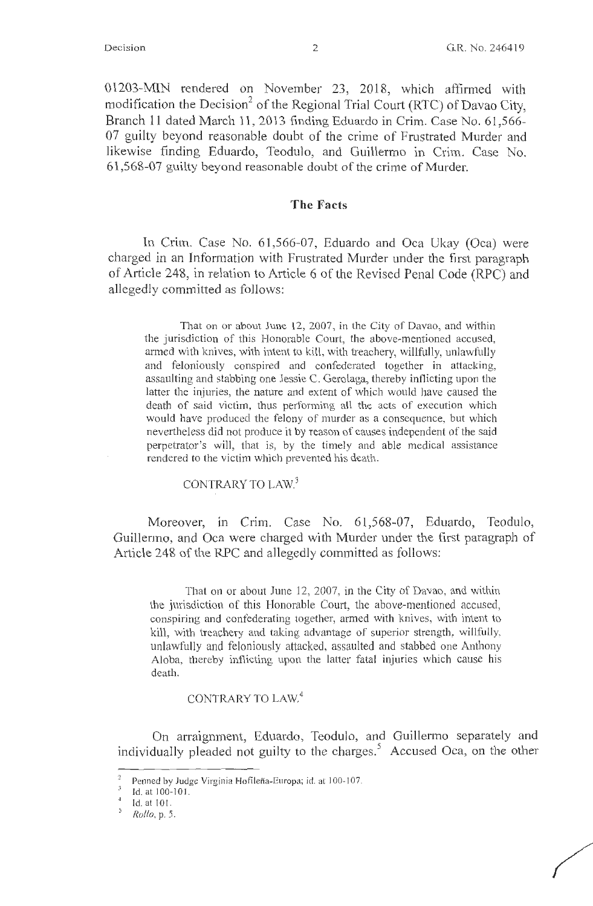01203-MIN rendered on November 23, 2018, which affirmed with modification the Decision[2] of the Regional Trial Court (RTC) of Davao City, Branch 11 dated March 11, 2013 finding Eduardo in Crim. Case No. 61,566-07 guilty beyond reasonable doubt of the crime of Frustrated Murder and likewise finding Eduardo, Teodulo, and Guillermo in Crim. Case No. 61,568-07 guilty beyond reasonable doubt of the crime of Murder.

## The Facts

In Crim. Case No. 61,566-07, Eduardo and Oca Ukay (Oca) were charged in an Information with Frustrated Murder under the first paragraph of Article 248, in relation to Article 6 of the Revised Penal Code (RPC) and allegedly committed as follows:

> That on or about June 12, 2007, in the City of Davao, and within the jurisdiction of this Honorable Court, the above-mentioned accused, armed with knives, with intent to kill, with treachery, willfully, unlawfully and feloniously conspired and confederated together in attacking, assaulting and stabbing one Jessie C. Gerolaga, thereby inflicting upon the latter the injuries, the nature and extent of which would have caused the death of said victim, thus performing all the acts of execution which would have produced the felony of murder as a consequence, but which nevertheless did not produce it by reason of causes independent of the said perpetrator's will, that is, by the timely and able medical assistance rendered to the victim which prevented his death.
>
> CONTRARY TO LAW.[3]

Moreover, in Crim. Case No. 61,568-07, Eduardo, Teodulo, Guillermo, and Oca were charged with Murder under the first paragraph of Article 248 of the RPC and allegedly committed as follows:

> That on or about June 12, 2007, in the City of Davao, and within the jurisdiction of this Honorable Court, the above-mentioned accused, conspiring and confederating together, armed with knives, with intent to kill, with treachery and taking advantage of superior strength, willfully, unlawfully and feloniously attacked, assaulted and stabbed one Anthony Aloba, thereby inflicting upon the latter fatal injuries which cause his death.
>
> CONTRARY TO LAW.[4]

On arraignment, Eduardo, Teodulo, and Guillermo separately and individually pleaded not guilty to the charges.[5] Accused Oca, on the other

---

[2] Penned by Judge Virginia Hofileña-Europa; id. at 100-107.

[3] Id. at 100-101.

[4] Id. at 101.

[5] *Rollo*, p. 5.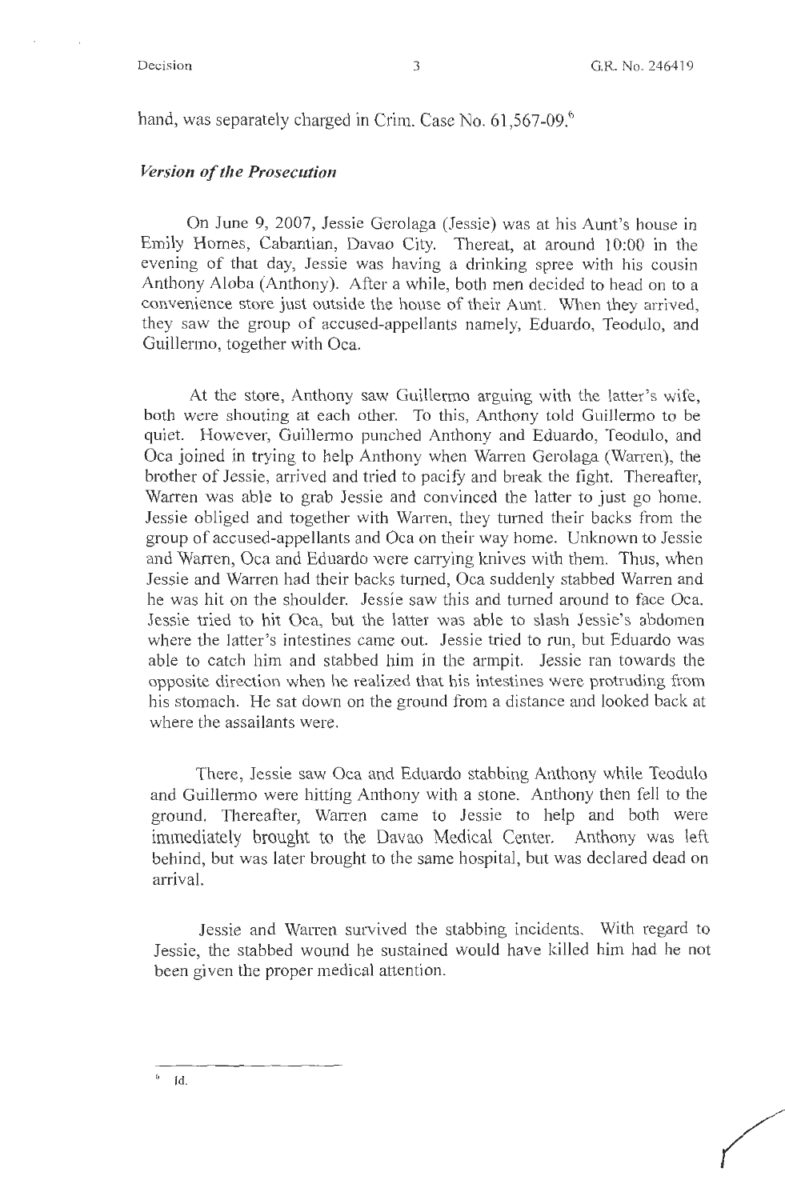hand, was separately charged in Crim. Case No. 61,567-09.[6]

### *Version of the Prosecution*

On June 9, 2007, Jessie Gerolaga (Jessie) was at his Aunt's house in Emily Homes, Cabantian, Davao City. Thereat, at around 10:00 in the evening of that day, Jessie was having a drinking spree with his cousin Anthony Aloba (Anthony). After a while, both men decided to head on to a convenience store just outside the house of their Aunt. When they arrived, they saw the group of accused-appellants namely, Eduardo, Teodulo, and Guillermo, together with Oca.

At the store, Anthony saw Guillermo arguing with the latter's wife, both were shouting at each other. To this, Anthony told Guillermo to be quiet. However, Guillermo punched Anthony and Eduardo, Teodulo, and Oca joined in trying to help Anthony when Warren Gerolaga (Warren), the brother of Jessie, arrived and tried to pacify and break the fight. Thereafter, Warren was able to grab Jessie and convinced the latter to just go home. Jessie obliged and together with Warren, they turned their backs from the group of accused-appellants and Oca on their way home. Unknown to Jessie and Warren, Oca and Eduardo were carrying knives with them. Thus, when Jessie and Warren had their backs turned, Oca suddenly stabbed Warren and he was hit on the shoulder. Jessie saw this and turned around to face Oca. Jessie tried to hit Oca, but the latter was able to slash Jessie's abdomen where the latter's intestines came out. Jessie tried to run, but Eduardo was able to catch him and stabbed him in the armpit. Jessie ran towards the opposite direction when he realized that his intestines were protruding from his stomach. He sat down on the ground from a distance and looked back at where the assailants were.

There, Jessie saw Oca and Eduardo stabbing Anthony while Teodulo and Guillermo were hitting Anthony with a stone. Anthony then fell to the ground. Thereafter, Warren came to Jessie to help and both were immediately brought to the Davao Medical Center. Anthony was left behind, but was later brought to the same hospital, but was declared dead on arrival.

Jessie and Warren survived the stabbing incidents. With regard to Jessie, the stabbed wound he sustained would have killed him had he not been given the proper medical attention.

---

[6] Id.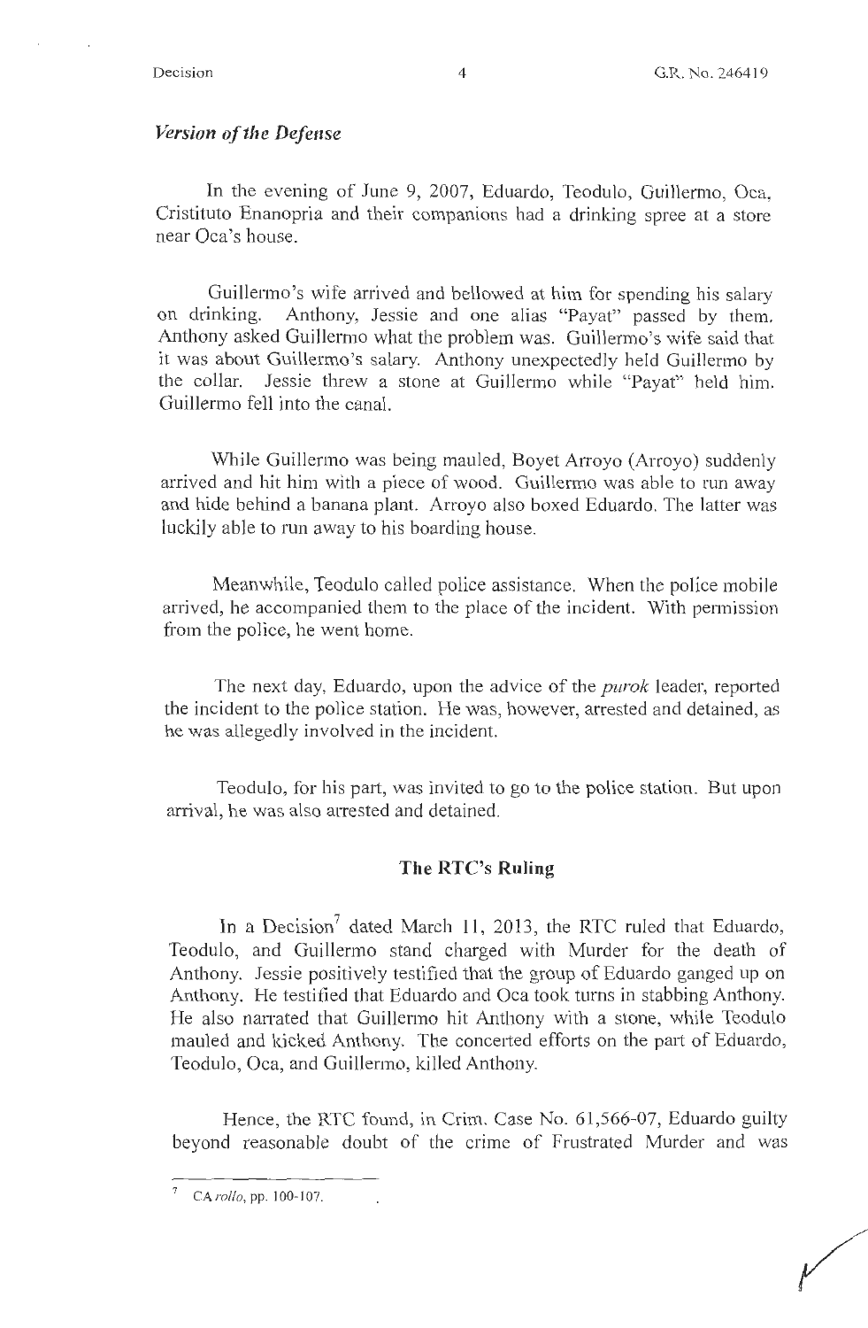### *Version of the Defense*

In the evening of June 9, 2007, Eduardo, Teodulo, Guillermo, Oca, Cristituto Enanopria and their companions had a drinking spree at a store near Oca's house.

Guillermo's wife arrived and bellowed at him for spending his salary on drinking. Anthony, Jessie and one alias "Payat" passed by them. Anthony asked Guillermo what the problem was. Guillermo's wife said that it was about Guillermo's salary. Anthony unexpectedly held Guillermo by the collar. Jessie threw a stone at Guillermo while "Payat" held him. Guillermo fell into the canal.

While Guillermo was being mauled, Boyet Arroyo (Arroyo) suddenly arrived and hit him with a piece of wood. Guillermo was able to run away and hide behind a banana plant. Arroyo also boxed Eduardo. The latter was luckily able to run away to his boarding house.

Meanwhile, Teodulo called police assistance. When the police mobile arrived, he accompanied them to the place of the incident. With permission from the police, he went home.

The next day, Eduardo, upon the advice of the *purok* leader, reported the incident to the police station. He was, however, arrested and detained, as he was allegedly involved in the incident.

Teodulo, for his part, was invited to go to the police station. But upon arrival, he was also arrested and detained.

## The RTC's Ruling

In a Decision[7] dated March 11, 2013, the RTC ruled that Eduardo, Teodulo, and Guillermo stand charged with Murder for the death of Anthony. Jessie positively testified that the group of Eduardo ganged up on Anthony. He testified that Eduardo and Oca took turns in stabbing Anthony. He also narrated that Guillermo hit Anthony with a stone, while Teodulo mauled and kicked Anthony. The concerted efforts on the part of Eduardo, Teodulo, Oca, and Guillermo, killed Anthony.

Hence, the RTC found, in Crim. Case No. 61,566-07, Eduardo guilty beyond reasonable doubt of the crime of Frustrated Murder and was

---

[7] CA *rollo*, pp. 100-107.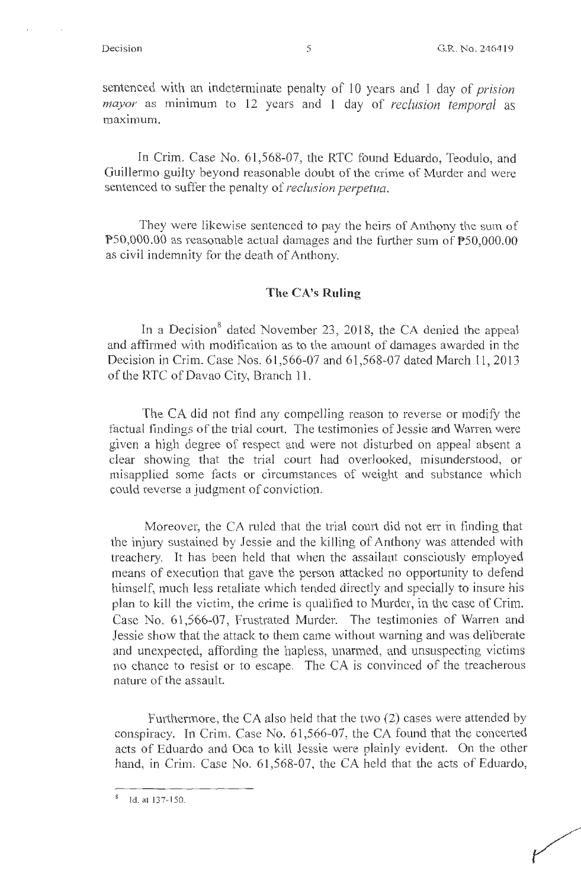sentenced with an indeterminate penalty of 10 years and 1 day of *prision mayor* as minimum to 12 years and 1 day of *reclusion temporal* as maximum.

In Crim. Case No. 61,568-07, the RTC found Eduardo, Teodulo, and Guillermo guilty beyond reasonable doubt of the crime of Murder and were sentenced to suffer the penalty of *reclusion perpetua*.

They were likewise sentenced to pay the heirs of Anthony the sum of ₱50,000.00 as reasonable actual damages and the further sum of ₱50,000.00 as civil indemnity for the death of Anthony.

## The CA's Ruling

In a Decision[8] dated November 23, 2018, the CA denied the appeal and affirmed with modification as to the amount of damages awarded in the Decision in Crim. Case Nos. 61,566-07 and 61,568-07 dated March 11, 2013 of the RTC of Davao City, Branch 11.

The CA did not find any compelling reason to reverse or modify the factual findings of the trial court. The testimonies of Jessie and Warren were given a high degree of respect and were not disturbed on appeal absent a clear showing that the trial court had overlooked, misunderstood, or misapplied some facts or circumstances of weight and substance which could reverse a judgment of conviction.

Moreover, the CA ruled that the trial court did not err in finding that the injury sustained by Jessie and the killing of Anthony was attended with treachery. It has been held that when the assailant consciously employed means of execution that gave the person attacked no opportunity to defend himself, much less retaliate which tended directly and specially to insure his plan to kill the victim, the crime is qualified to Murder, in the case of Crim. Case No. 61,566-07, Frustrated Murder. The testimonies of Warren and Jessie show that the attack to them came without warning and was deliberate and unexpected, affording the hapless, unarmed, and unsuspecting victims no chance to resist or to escape. The CA is convinced of the treacherous nature of the assault.

Furthermore, the CA also held that the two (2) cases were attended by conspiracy. In Crim. Case No. 61,566-07, the CA found that the concerted acts of Eduardo and Oca to kill Jessie were plainly evident. On the other hand, in Crim. Case No. 61,568-07, the CA held that the acts of Eduardo,

---

[8] Id. at 137-150.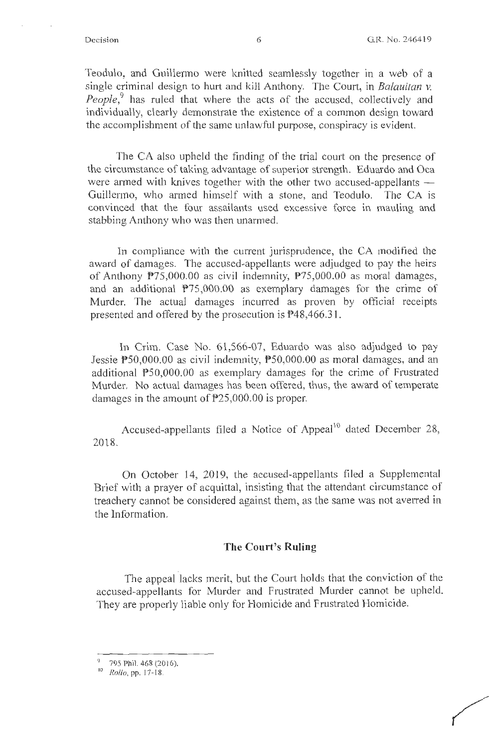Teodulo, and Guillermo were knitted seamlessly together in a web of a single criminal design to hurt and kill Anthony. The Court, in *Balauitan v. People*,[9] has ruled that where the acts of the accused, collectively and individually, clearly demonstrate the existence of a common design toward the accomplishment of the same unlawful purpose, conspiracy is evident.

The CA also upheld the finding of the trial court on the presence of the circumstance of taking advantage of superior strength. Eduardo and Oca were armed with knives together with the other two accused-appellants — Guillermo, who armed himself with a stone, and Teodulo. The CA is convinced that the four assailants used excessive force in mauling and stabbing Anthony who was then unarmed.

In compliance with the current jurisprudence, the CA modified the award of damages. The accused-appellants were adjudged to pay the heirs of Anthony ₱75,000.00 as civil indemnity, ₱75,000.00 as moral damages, and an additional ₱75,000.00 as exemplary damages for the crime of Murder. The actual damages incurred as proven by official receipts presented and offered by the prosecution is ₱48,466.31.

In Crim. Case No. 61,566-07, Eduardo was also adjudged to pay Jessie ₱50,000.00 as civil indemnity, ₱50,000.00 as moral damages, and an additional ₱50,000.00 as exemplary damages for the crime of Frustrated Murder. No actual damages has been offered, thus, the award of temperate damages in the amount of ₱25,000.00 is proper.

Accused-appellants filed a Notice of Appeal[10] dated December 28, 2018.

On October 14, 2019, the accused-appellants filed a Supplemental Brief with a prayer of acquittal, insisting that the attendant circumstance of treachery cannot be considered against them, as the same was not averred in the Information.

## The Court's Ruling

The appeal lacks merit, but the Court holds that the conviction of the accused-appellants for Murder and Frustrated Murder cannot be upheld. They are properly liable only for Homicide and Frustrated Homicide.

---

[9] 795 Phil. 468 (2016).

[10] *Rollo*, pp. 17-18.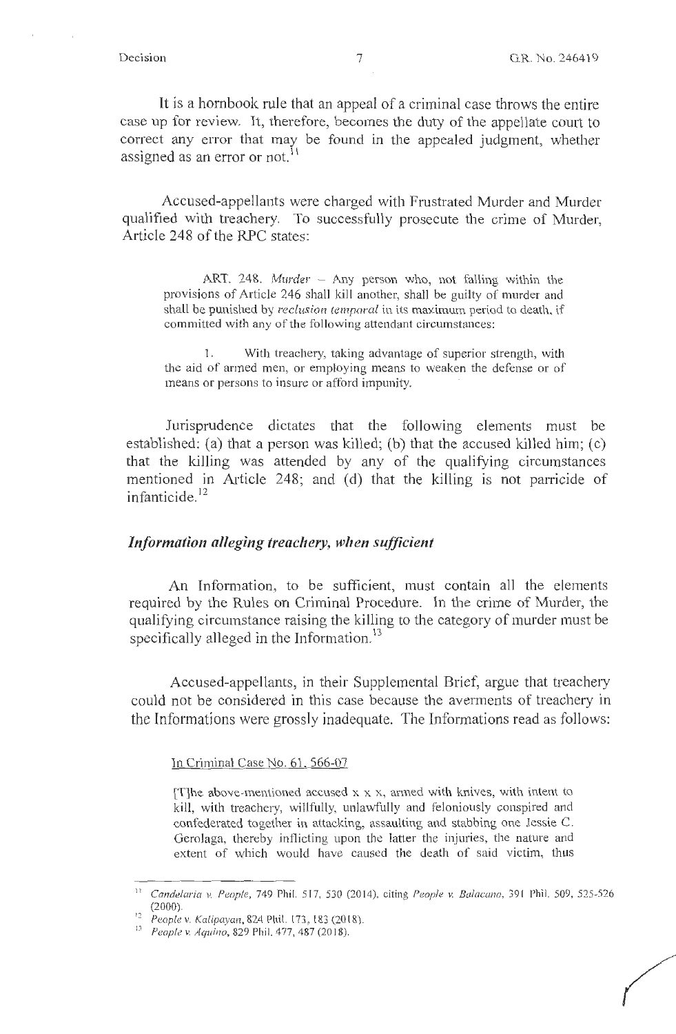It is a hornbook rule that an appeal of a criminal case throws the entire case up for review. It, therefore, becomes the duty of the appellate court to correct any error that may be found in the appealed judgment, whether assigned as an error or not.[11]

Accused-appellants were charged with Frustrated Murder and Murder qualified with treachery. To successfully prosecute the crime of Murder, Article 248 of the RPC states:

> ART. 248. *Murder* – Any person who, not falling within the provisions of Article 246 shall kill another, shall be guilty of murder and shall be punished by *reclusion temporal* in its maximum period to death, if committed with any of the following attendant circumstances:
>
> 1. With treachery, taking advantage of superior strength, with the aid of armed men, or employing means to weaken the defense or of means or persons to insure or afford impunity.

Jurisprudence dictates that the following elements must be established: (a) that a person was killed; (b) that the accused killed him; (c) that the killing was attended by any of the qualifying circumstances mentioned in Article 248; and (d) that the killing is not parricide of infanticide.[12]

### ***Information alleging treachery, when sufficient***

An Information, to be sufficient, must contain all the elements required by the Rules on Criminal Procedure. In the crime of Murder, the qualifying circumstance raising the killing to the category of murder must be specifically alleged in the Information.[13]

Accused-appellants, in their Supplemental Brief, argue that treachery could not be considered in this case because the averments of treachery in the Informations were grossly inadequate. The Informations read as follows:

> In Criminal Case No. 61, 566-07
>
> [T]he above-mentioned accused x x x, armed with knives, with intent to kill, with treachery, willfully, unlawfully and feloniously conspired and confederated together in attacking, assaulting and stabbing one Jessie C. Gerolaga, thereby inflicting upon the latter the injuries, the nature and extent of which would have caused the death of said victim, thus

---

[11] *Candelaria v. People*, 749 Phil. 517, 530 (2014), citing *People v. Balacano*, 391 Phil. 509, 525-526 (2000).

[12] *People v. Kalipayan*, 824 Phil. 173, 183 (2018).

[13] *People v. Aquino*, 829 Phil. 477, 487 (2018).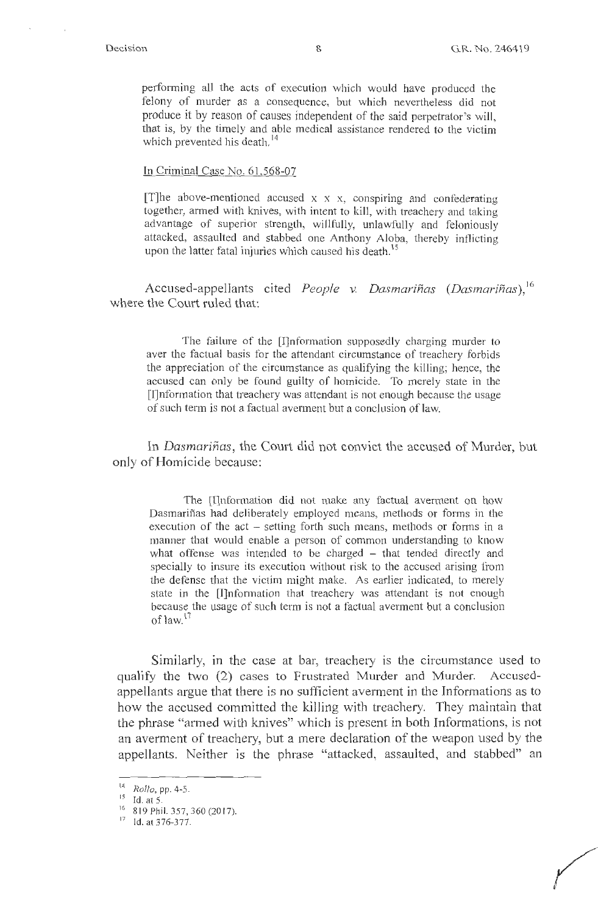> performing all the acts of execution which would have produced the felony of murder as a consequence, but which nevertheless did not produce it by reason of causes independent of the said perpetrator's will, that is, by the timely and able medical assistance rendered to the victim which prevented his death.[14]

> In Criminal Case No. 61,568-07

> [T]he above-mentioned accused x x x, conspiring and confederating together, armed with knives, with intent to kill, with treachery and taking advantage of superior strength, willfully, unlawfully and feloniously attacked, assaulted and stabbed one Anthony Aloba, thereby inflicting upon the latter fatal injuries which caused his death.[15]

Accused-appellants cited *People v. Dasmariñas (Dasmariñas)*,[16] where the Court ruled that:

> The failure of the [I]nformation supposedly charging murder to aver the factual basis for the attendant circumstance of treachery forbids the appreciation of the circumstance as qualifying the killing; hence, the accused can only be found guilty of homicide. To merely state in the [I]nformation that treachery was attendant is not enough because the usage of such term is not a factual averment but a conclusion of law.

In *Dasmariñas*, the Court did not convict the accused of Murder, but only of Homicide because:

> The [I]nformation did not make any factual averment on how Dasmariñas had deliberately employed means, methods or forms in the execution of the act – setting forth such means, methods or forms in a manner that would enable a person of common understanding to know what offense was intended to be charged – that tended directly and specially to insure its execution without risk to the accused arising from the defense that the victim might make. As earlier indicated, to merely state in the [I]nformation that treachery was attendant is not enough because the usage of such term is not a factual averment but a conclusion of law.[17]

Similarly, in the case at bar, treachery is the circumstance used to qualify the two (2) cases to Frustrated Murder and Murder. Accused-appellants argue that there is no sufficient averment in the Informations as to how the accused committed the killing with treachery. They maintain that the phrase "armed with knives" which is present in both Informations, is not an averment of treachery, but a mere declaration of the weapon used by the appellants. Neither is the phrase "attacked, assaulted, and stabbed" an

---

[14] *Rollo*, pp. 4-5.

[15] Id. at 5.

[16] 819 Phil. 357, 360 (2017).

[17] Id. at 376-377.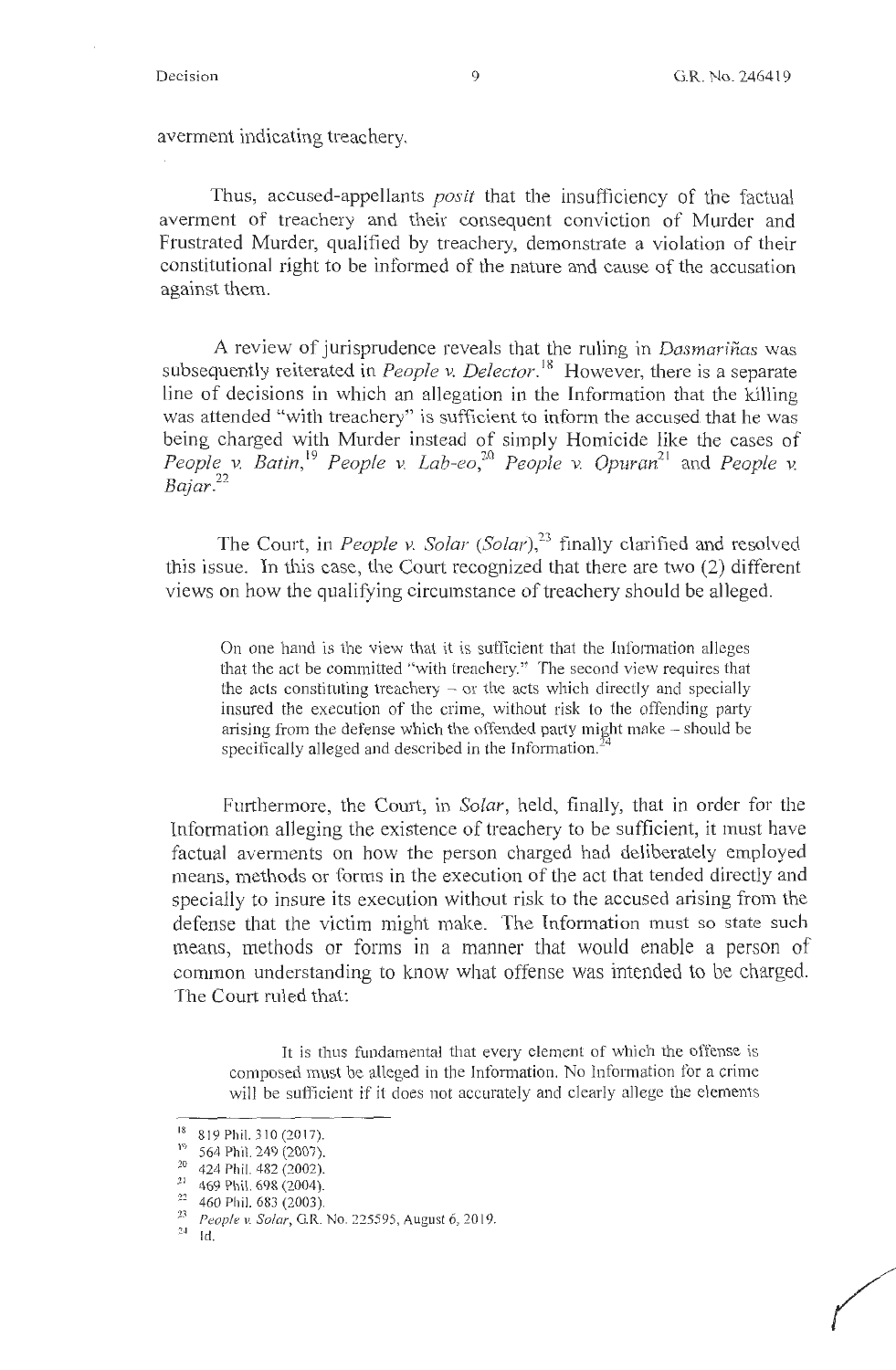averment indicating treachery.

Thus, accused-appellants *posit* that the insufficiency of the factual averment of treachery and their consequent conviction of Murder and Frustrated Murder, qualified by treachery, demonstrate a violation of their constitutional right to be informed of the nature and cause of the accusation against them.

A review of jurisprudence reveals that the ruling in *Dasmariñas* was subsequently reiterated in *People v. Delector*.[18] However, there is a separate line of decisions in which an allegation in the Information that the killing was attended "with treachery" is sufficient to inform the accused that he was being charged with Murder instead of simply Homicide like the cases of *People v. Batin*,[19] *People v. Lab-eo*,[20] *People v. Opuran*[21] and *People v. Bajar*.[22]

The Court, in *People v. Solar (Solar)*,[23] finally clarified and resolved this issue. In this case, the Court recognized that there are two (2) different views on how the qualifying circumstance of treachery should be alleged.

> On one hand is the view that it is sufficient that the Information alleges that the act be committed "with treachery." The second view requires that the acts constituting treachery – or the acts which directly and specially insured the execution of the crime, without risk to the offending party arising from the defense which the offended party might make – should be specifically alleged and described in the Information.[24]

Furthermore, the Court, in *Solar*, held, finally, that in order for the Information alleging the existence of treachery to be sufficient, it must have factual averments on how the person charged had deliberately employed means, methods or forms in the execution of the act that tended directly and specially to insure its execution without risk to the accused arising from the defense that the victim might make. The Information must so state such means, methods or forms in a manner that would enable a person of common understanding to know what offense was intended to be charged. The Court ruled that:

> It is thus fundamental that every element of which the offense is composed must be alleged in the Information. No Information for a crime will be sufficient if it does not accurately and clearly allege the elements

---

[18] 819 Phil. 310 (2017).

[19] 564 Phil. 249 (2007).

[20] 424 Phil. 482 (2002).

[21] 469 Phil. 698 (2004).

[22] 460 Phil. 683 (2003).

[23] *People v. Solar*, G.R. No. 225595, August 6, 2019.

[24] Id.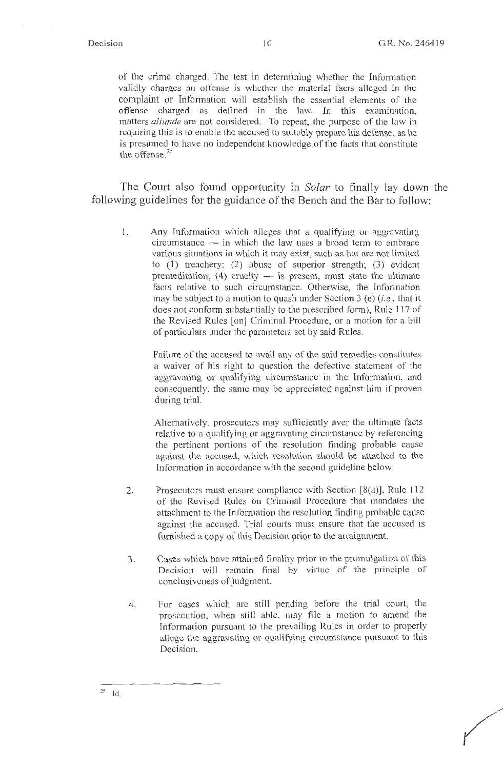> of the crime charged. The test in determining whether the Information validly charges an offense is whether the material facts alleged in the complaint or Information will establish the essential elements of the offense charged as defined in the law. In this examination, matters *aliunde* are not considered. To repeat, the purpose of the law in requiring this is to enable the accused to suitably prepare his defense, as he is presumed to have no independent knowledge of the facts that constitute the offense.[25]

The Court also found opportunity in *Solar* to finally lay down the following guidelines for the guidance of the Bench and the Bar to follow:

> 1. Any Information which alleges that a qualifying or aggravating circumstance — in which the law uses a broad term to embrace various situations in which it may exist, such as but are not limited to (1) treachery; (2) abuse of superior strength; (3) evident premeditation; (4) cruelty — is present, must state the ultimate facts relative to such circumstance. Otherwise, the Information may be subject to a motion to quash under Section 3 (e) (*i.e.*, that it does not conform substantially to the prescribed form), Rule 117 of the Revised Rules [on] Criminal Procedure, or a motion for a bill of particulars under the parameters set by said Rules.
>
>    Failure of the accused to avail any of the said remedies constitutes a waiver of his right to question the defective statement of the aggravating or qualifying circumstance in the Information, and consequently, the same may be appreciated against him if proven during trial.
>
>    Alternatively, prosecutors may sufficiently aver the ultimate facts relative to a qualifying or aggravating circumstance by referencing the pertinent portions of the resolution finding probable cause against the accused, which resolution should be attached to the Information in accordance with the second guideline below.
>
> 2. Prosecutors must ensure compliance with Section [8(a)], Rule 112 of the Revised Rules on Criminal Procedure that mandates the attachment to the Information the resolution finding probable cause against the accused. Trial courts must ensure that the accused is furnished a copy of this Decision prior to the arraignment.
>
> 3. Cases which have attained finality prior to the promulgation of this Decision will remain final by virtue of the principle of conclusiveness of judgment.
>
> 4. For cases which are still pending before the trial court, the prosecution, when still able, may file a motion to amend the Information pursuant to the prevailing Rules in order to properly allege the aggravating or qualifying circumstance pursuant to this Decision.

---

[25] Id.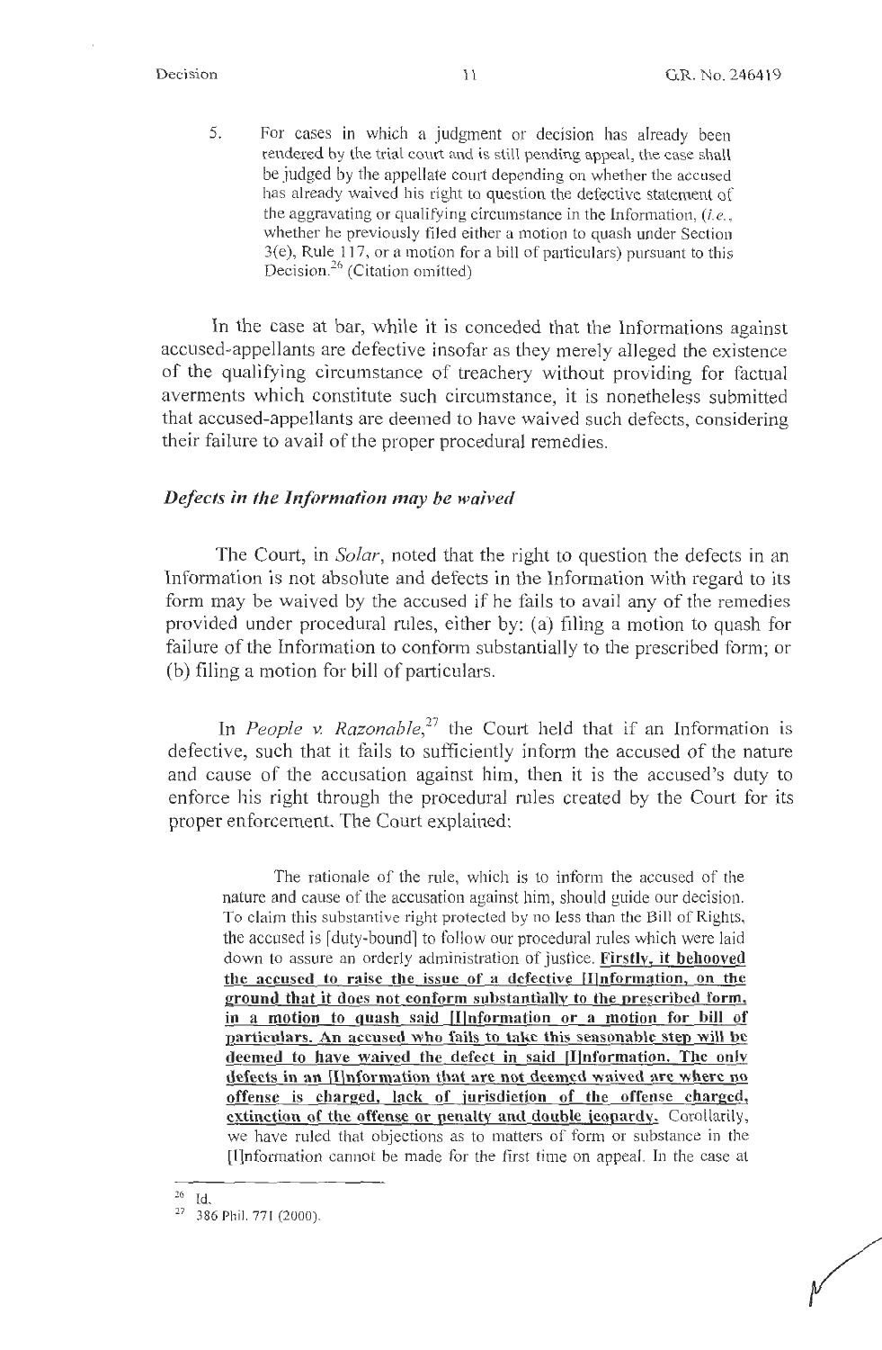5. For cases in which a judgment or decision has already been rendered by the trial court and is still pending appeal, the case shall be judged by the appellate court depending on whether the accused has already waived his right to question the defective statement of the aggravating or qualifying circumstance in the Information, (*i.e.*, whether he previously filed either a motion to quash under Section 3(e), Rule 117, or a motion for a bill of particulars) pursuant to this Decision.[26] (Citation omitted)

In the case at bar, while it is conceded that the Informations against accused-appellants are defective insofar as they merely alleged the existence of the qualifying circumstance of treachery without providing for factual averments which constitute such circumstance, it is nonetheless submitted that accused-appellants are deemed to have waived such defects, considering their failure to avail of the proper procedural remedies.

### ***Defects in the Information may be waived***

The Court, in *Solar*, noted that the right to question the defects in an Information is not absolute and defects in the Information with regard to its form may be waived by the accused if he fails to avail any of the remedies provided under procedural rules, either by: (a) filing a motion to quash for failure of the Information to conform substantially to the prescribed form; or (b) filing a motion for bill of particulars.

In *People v. Razonable*,[27] the Court held that if an Information is defective, such that it fails to sufficiently inform the accused of the nature and cause of the accusation against him, then it is the accused's duty to enforce his right through the procedural rules created by the Court for its proper enforcement. The Court explained:

> The rationale of the rule, which is to inform the accused of the nature and cause of the accusation against him, should guide our decision. To claim this substantive right protected by no less than the Bill of Rights, the accused is [duty-bound] to follow our procedural rules which were laid down to assure an orderly administration of justice. **Firstly, it behooved the accused to raise the issue of a defective [I]nformation, on the ground that it does not conform substantially to the prescribed form, in a motion to quash said [I]nformation or a motion for bill of particulars. An accused who fails to take this seasonable step will be deemed to have waived the defect in said [I]nformation. The only defects in an [I]nformation that are not deemed waived are where no offense is charged, lack of jurisdiction of the offense charged, extinction of the offense or penalty and double jeopardy.** Corollarily, we have ruled that objections as to matters of form or substance in the [I]nformation cannot be made for the first time on appeal. In the case at

---

[26] Id.

[27] 386 Phil. 771 (2000).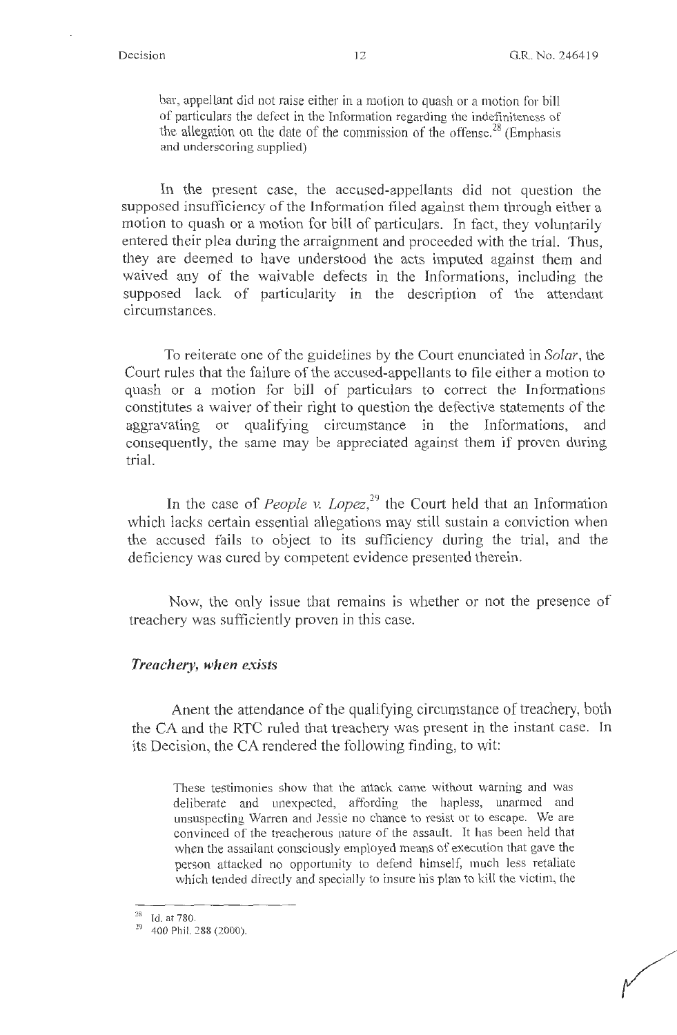> bar, appellant did not raise either in a motion to quash or a motion for bill of particulars the defect in the Information regarding the indefiniteness of the allegation on the date of the commission of the offense.[28] (Emphasis and underscoring supplied)

In the present case, the accused-appellants did not question the supposed insufficiency of the Information filed against them through either a motion to quash or a motion for bill of particulars. In fact, they voluntarily entered their plea during the arraignment and proceeded with the trial. Thus, they are deemed to have understood the acts imputed against them and waived any of the waivable defects in the Informations, including the supposed lack of particularity in the description of the attendant circumstances.

To reiterate one of the guidelines by the Court enunciated in *Solar*, the Court rules that the failure of the accused-appellants to file either a motion to quash or a motion for bill of particulars to correct the Informations constitutes a waiver of their right to question the defective statements of the aggravating or qualifying circumstance in the Informations, and consequently, the same may be appreciated against them if proven during trial.

In the case of *People v. Lopez*,[29] the Court held that an Information which lacks certain essential allegations may still sustain a conviction when the accused fails to object to its sufficiency during the trial, and the deficiency was cured by competent evidence presented therein.

Now, the only issue that remains is whether or not the presence of treachery was sufficiently proven in this case.

### *Treachery, when exists*

Anent the attendance of the qualifying circumstance of treachery, both the CA and the RTC ruled that treachery was present in the instant case. In its Decision, the CA rendered the following finding, to wit:

> These testimonies show that the attack came without warning and was deliberate and unexpected, affording the hapless, unarmed and unsuspecting Warren and Jessie no chance to resist or to escape. We are convinced of the treacherous nature of the assault. It has been held that when the assailant consciously employed means of execution that gave the person attacked no opportunity to defend himself, much less retaliate which tended directly and specially to insure his plan to kill the victim, the

---

[28] Id. at 780.

[29] 400 Phil. 288 (2000).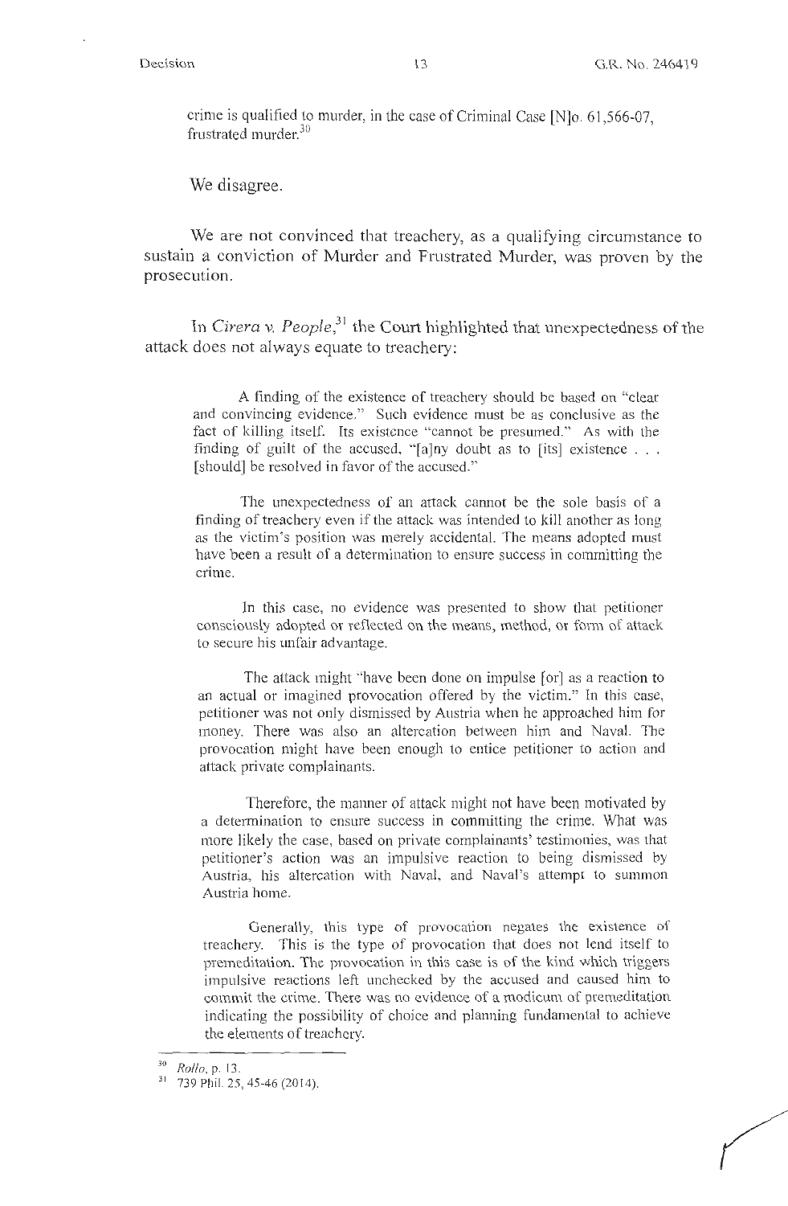crime is qualified to murder, in the case of Criminal Case [N]o. 61,566-07, frustrated murder.[30]

We disagree.

We are not convinced that treachery, as a qualifying circumstance to sustain a conviction of Murder and Frustrated Murder, was proven by the prosecution.

In *Cirera v. People*,[31] the Court highlighted that unexpectedness of the attack does not always equate to treachery:

> A finding of the existence of treachery should be based on "clear and convincing evidence." Such evidence must be as conclusive as the fact of killing itself. Its existence "cannot be presumed." As with the finding of guilt of the accused, "[a]ny doubt as to [its] existence . . . [should] be resolved in favor of the accused."
>
> The unexpectedness of an attack cannot be the sole basis of a finding of treachery even if the attack was intended to kill another as long as the victim's position was merely accidental. The means adopted must have been a result of a determination to ensure success in committing the crime.
>
> In this case, no evidence was presented to show that petitioner consciously adopted or reflected on the means, method, or form of attack to secure his unfair advantage.
>
> The attack might "have been done on impulse [or] as a reaction to an actual or imagined provocation offered by the victim." In this case, petitioner was not only dismissed by Austria when he approached him for money. There was also an altercation between him and Naval. The provocation might have been enough to entice petitioner to action and attack private complainants.
>
> Therefore, the manner of attack might not have been motivated by a determination to ensure success in committing the crime. What was more likely the case, based on private complainants' testimonies, was that petitioner's action was an impulsive reaction to being dismissed by Austria, his altercation with Naval, and Naval's attempt to summon Austria home.
>
> Generally, this type of provocation negates the existence of treachery. This is the type of provocation that does not lend itself to premeditation. The provocation in this case is of the kind which triggers impulsive reactions left unchecked by the accused and caused him to commit the crime. There was no evidence of a modicum of premeditation indicating the possibility of choice and planning fundamental to achieve the elements of treachery.

---

[30] *Rollo*, p. 13.

[31] 739 Phil. 25, 45-46 (2014).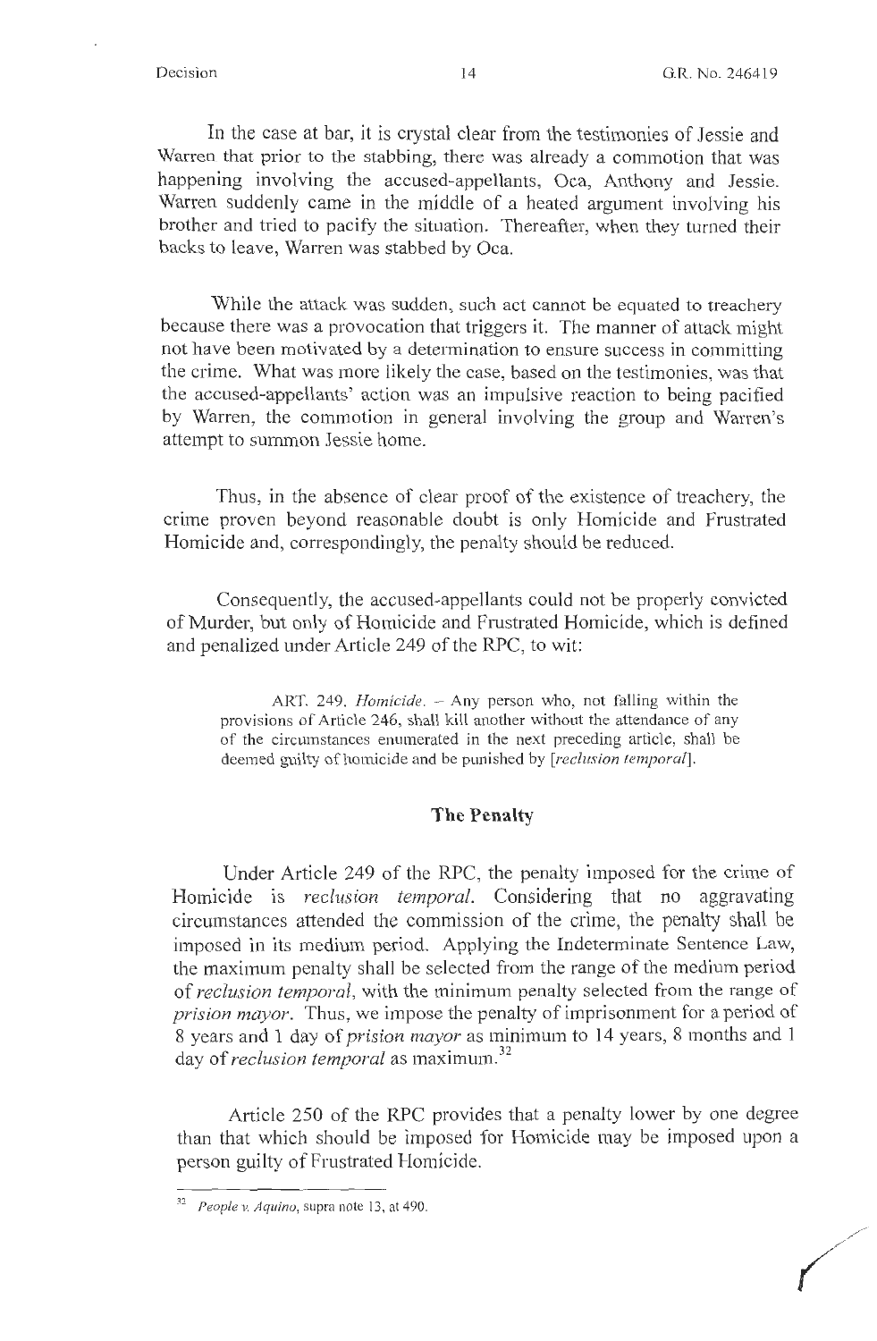In the case at bar, it is crystal clear from the testimonies of Jessie and Warren that prior to the stabbing, there was already a commotion that was happening involving the accused-appellants, Oca, Anthony and Jessie. Warren suddenly came in the middle of a heated argument involving his brother and tried to pacify the situation. Thereafter, when they turned their backs to leave, Warren was stabbed by Oca.

While the attack was sudden, such act cannot be equated to treachery because there was a provocation that triggers it. The manner of attack might not have been motivated by a determination to ensure success in committing the crime. What was more likely the case, based on the testimonies, was that the accused-appellants' action was an impulsive reaction to being pacified by Warren, the commotion in general involving the group and Warren's attempt to summon Jessie home.

Thus, in the absence of clear proof of the existence of treachery, the crime proven beyond reasonable doubt is only Homicide and Frustrated Homicide and, correspondingly, the penalty should be reduced.

Consequently, the accused-appellants could not be properly convicted of Murder, but only of Homicide and Frustrated Homicide, which is defined and penalized under Article 249 of the RPC, to wit:

> ART. 249. *Homicide.* – Any person who, not falling within the provisions of Article 246, shall kill another without the attendance of any of the circumstances enumerated in the next preceding article, shall be deemed guilty of homicide and be punished by [*reclusion temporal*].

## The Penalty

Under Article 249 of the RPC, the penalty imposed for the crime of Homicide is *reclusion temporal*. Considering that no aggravating circumstances attended the commission of the crime, the penalty shall be imposed in its medium period. Applying the Indeterminate Sentence Law, the maximum penalty shall be selected from the range of the medium period of *reclusion temporal*, with the minimum penalty selected from the range of *prision mayor*. Thus, we impose the penalty of imprisonment for a period of 8 years and 1 day of *prision mayor* as minimum to 14 years, 8 months and 1 day of *reclusion temporal* as maximum.[32]

Article 250 of the RPC provides that a penalty lower by one degree than that which should be imposed for Homicide may be imposed upon a person guilty of Frustrated Homicide.

---

[32] *People v. Aquino*, supra note 13, at 490.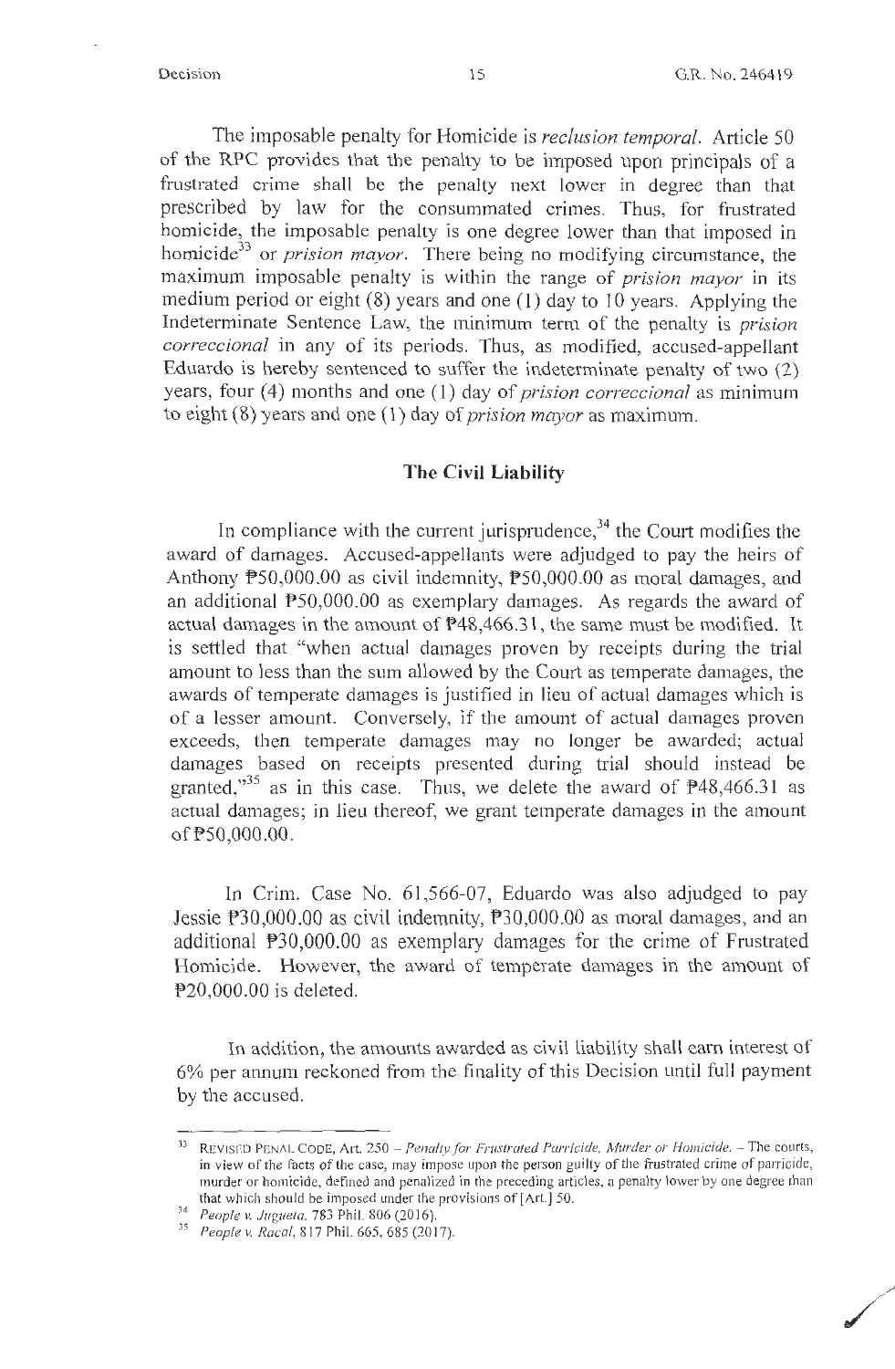The imposable penalty for Homicide is *reclusion temporal*. Article 50 of the RPC provides that the penalty to be imposed upon principals of a frustrated crime shall be the penalty next lower in degree than that prescribed by law for the consummated crimes. Thus, for frustrated homicide, the imposable penalty is one degree lower than that imposed in homicide[33] or *prision mayor*. There being no modifying circumstance, the maximum imposable penalty is within the range of *prision mayor* in its medium period or eight (8) years and one (1) day to 10 years. Applying the Indeterminate Sentence Law, the minimum term of the penalty is *prision correccional* in any of its periods. Thus, as modified, accused-appellant Eduardo is hereby sentenced to suffer the indeterminate penalty of two (2) years, four (4) months and one (1) day of *prision correccional* as minimum to eight (8) years and one (1) day of *prision mayor* as maximum.

## The Civil Liability

In compliance with the current jurisprudence,[34] the Court modifies the award of damages. Accused-appellants were adjudged to pay the heirs of Anthony ₱50,000.00 as civil indemnity, ₱50,000.00 as moral damages, and an additional ₱50,000.00 as exemplary damages. As regards the award of actual damages in the amount of ₱48,466.31, the same must be modified. It is settled that "when actual damages proven by receipts during the trial amount to less than the sum allowed by the Court as temperate damages, the awards of temperate damages is justified in lieu of actual damages which is of a lesser amount. Conversely, if the amount of actual damages proven exceeds, then temperate damages may no longer be awarded; actual damages based on receipts presented during trial should instead be granted,"[35] as in this case. Thus, we delete the award of ₱48,466.31 as actual damages; in lieu thereof, we grant temperate damages in the amount of ₱50,000.00.

In Crim. Case No. 61,566-07, Eduardo was also adjudged to pay Jessie ₱30,000.00 as civil indemnity, ₱30,000.00 as moral damages, and an additional ₱30,000.00 as exemplary damages for the crime of Frustrated Homicide. However, the award of temperate damages in the amount of ₱20,000.00 is deleted.

In addition, the amounts awarded as civil liability shall earn interest of 6% per annum reckoned from the finality of this Decision until full payment by the accused.

---

[33] REVISED PENAL CODE, Art. 250 – *Penalty for Frustrated Parricide, Murder or Homicide*. – The courts, in view of the facts of the case, may impose upon the person guilty of the frustrated crime of parricide, murder or homicide, defined and penalized in the preceding articles, a penalty lower by one degree than that which should be imposed under the provisions of [Art.] 50.

[34] *People v. Jugueta*, 783 Phil. 806 (2016).

[35] *People v. Racal*, 817 Phil. 665, 685 (2017).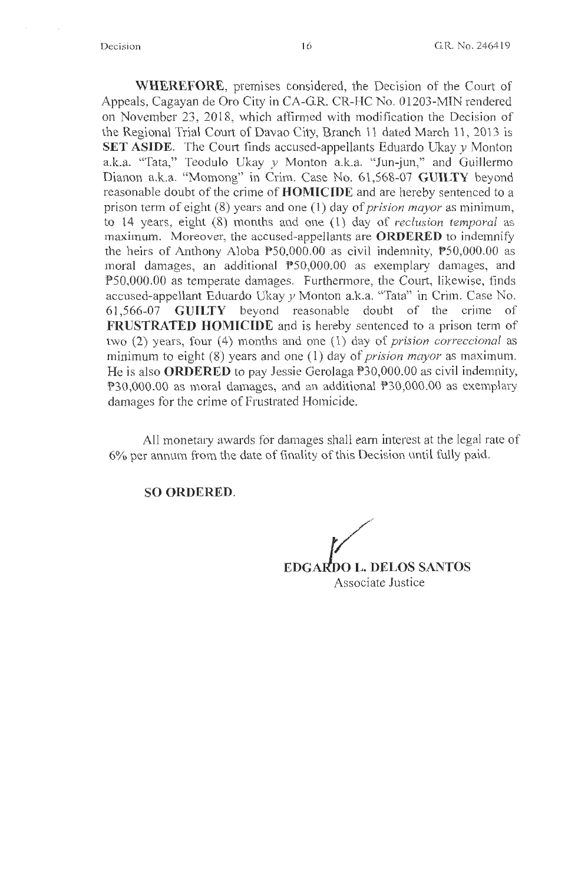**WHEREFORE**, premises considered, the Decision of the Court of Appeals, Cagayan de Oro City in CA-G.R. CR-HC No. 01203-MIN rendered on November 23, 2018, which affirmed with modification the Decision of the Regional Trial Court of Davao City, Branch 11 dated March 11, 2013 is **SET ASIDE**. The Court finds accused-appellants Eduardo Ukay *y* Monton a.k.a. "Tata," Teodulo Ukay *y* Monton a.k.a. "Jun-jun," and Guillermo Dianon a.k.a. "Momong" in Crim. Case No. 61,568-07 **GUILTY** beyond reasonable doubt of the crime of **HOMICIDE** and are hereby sentenced to a prison term of eight (8) years and one (1) day of *prision mayor* as minimum, to 14 years, eight (8) months and one (1) day of *reclusion temporal* as maximum. Moreover, the accused-appellants are **ORDERED** to indemnify the heirs of Anthony Aloba ₱50,000.00 as civil indemnity, ₱50,000.00 as moral damages, an additional ₱50,000.00 as exemplary damages, and ₱50,000.00 as temperate damages. Furthermore, the Court, likewise, finds accused-appellant Eduardo Ukay *y* Monton a.k.a. "Tata" in Crim. Case No. 61,566-07 **GUILTY** beyond reasonable doubt of the crime of **FRUSTRATED HOMICIDE** and is hereby sentenced to a prison term of two (2) years, four (4) months and one (1) day of *prision correccional* as minimum to eight (8) years and one (1) day of *prision mayor* as maximum. He is also **ORDERED** to pay Jessie Gerolaga ₱30,000.00 as civil indemnity, ₱30,000.00 as moral damages, and an additional ₱30,000.00 as exemplary damages for the crime of Frustrated Homicide.

All monetary awards for damages shall earn interest at the legal rate of 6% per annum from the date of finality of this Decision until fully paid.

**SO ORDERED.**

**EDGARDO L. DELOS SANTOS**
Associate Justice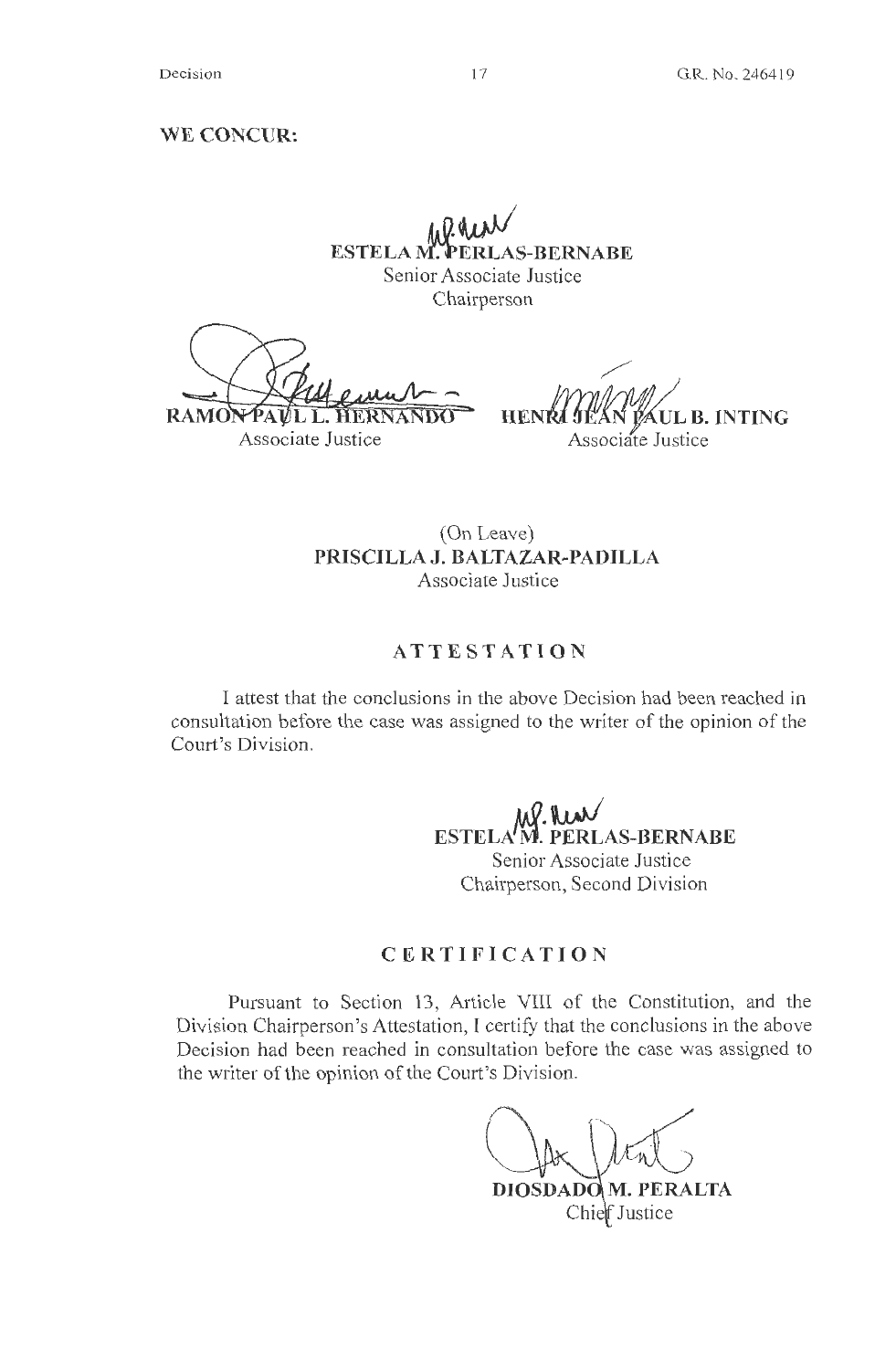**WE CONCUR:**

**ESTELA M. PERLAS-BERNABE**
Senior Associate Justice
Chairperson

**RAMON PAUL L. HERNANDO**
Associate Justice

**HENRI JEAN PAUL B. INTING**
Associate Justice

(On Leave)
**PRISCILLA J. BALTAZAR-PADILLA**
Associate Justice

## ATTESTATION

I attest that the conclusions in the above Decision had been reached in consultation before the case was assigned to the writer of the opinion of the Court's Division.

**ESTELA M. PERLAS-BERNABE**
Senior Associate Justice
Chairperson, Second Division

## CERTIFICATION

Pursuant to Section 13, Article VIII of the Constitution, and the Division Chairperson's Attestation, I certify that the conclusions in the above Decision had been reached in consultation before the case was assigned to the writer of the opinion of the Court's Division.

**DIOSDADO M. PERALTA**
Chief Justice